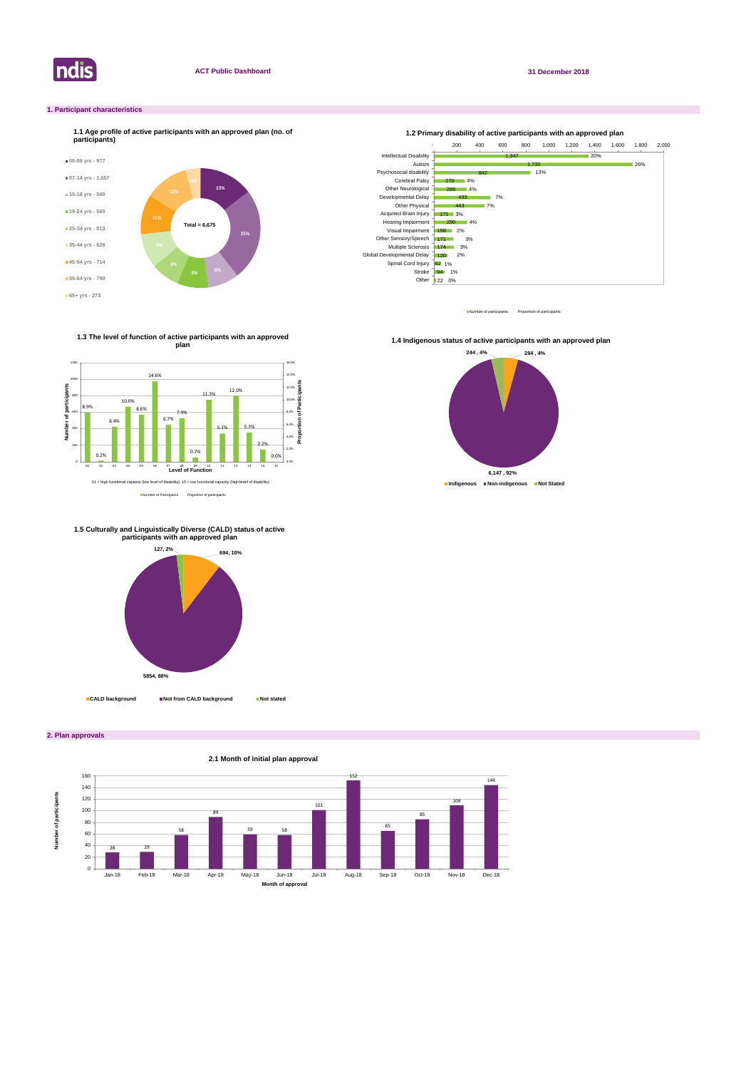ndis

**ACT Public Dashboard**

**31 December 2018**

## 1. Participant characteristics

### 1.1 Age profile of active participants with an approved plan (no. of participants)

- 00-06 yrs - 977
- 07-14 yrs - 1,657
- 15-18 yrs - 560
- 19-24 yrs - 565
- 25-34 yrs - 513
- 35-44 yrs - 626
- 45-54 yrs - 714
- 55-64 yrs - 790
- 65+ yrs - 273

Total = 6,675

### 1.2 Primary disability of active participants with an approved plan

| Disability | Number of participants | Proportion of participants |
|---|---|---|
| Intellectual Disability | 1,347 | 20% |
| Autism | 1,730 | 26% |
| Psychosocial disability | 842 | 13% |
| Cerebral Palsy | 270 | 4% |
| Other Neurological | 288 | 4% |
| Developmental Delay | 493 | 7% |
| Other Physical | 443 | 7% |
| Acquired Brain Injury | 171 | 3% |
| Hearing Impairment | 290 | 4% |
| Visual Impairment | 158 | 2% |
| Other Sensory/Speech | 171 | 3% |
| Multiple Sclerosis | 174 | 3% |
| Global Developmental Delay | 120 | 2% |
| Spinal Cord Injury | 62 | 1% |
| Stroke | 94 | 1% |
| Other | 22 | 0% |

### 1.3 The level of function of active participants with an approved plan

| Level of Function | Proportion of participants |
|---|---|
| 01 | 8.9% |
| 02 | 0.2% |
| 03 | 6.4% |
| 04 | 10.0% |
| 05 | 8.6% |
| 06 | 14.6% |
| 07 | 6.7% |
| 08 | 7.9% |
| 09 | 0.7% |
| 10 | 11.3% |
| 11 | 5.1% |
| 12 | 12.0% |
| 13 | 5.3% |
| 14 | 2.2% |
| 15 | 0.0% |

01 = high functional capacity (low level of disability); 15 = low functional capacity (high level of disability)

### 1.4 Indigenous status of active participants with an approved plan

| Status | Number | Proportion |
|---|---|---|
| Indigenous | 284 | 4% |
| Non-indigenous | 6,147 | 92% |
| Not Stated | 244 | 4% |

### 1.5 Culturally and Linguistically Diverse (CALD) status of active participants with an approved plan

| Status | Number | Proportion |
|---|---|---|
| CALD background | 694 | 10% |
| Not from CALD background | 5854 | 88% |
| Not stated | 127 | 2% |

## 2. Plan approvals

### 2.1 Month of initial plan approval

| Month of approval | Number of participants |
|---|---|
| Jan-18 | 28 |
| Feb-18 | 29 |
| Mar-18 | 58 |
| Apr-18 | 89 |
| May-18 | 59 |
| Jun-18 | 58 |
| Jul-18 | 101 |
| Aug-18 | 152 |
| Sep-18 | 65 |
| Oct-18 | 85 |
| Nov-18 | 109 |
| Dec-18 | 144 |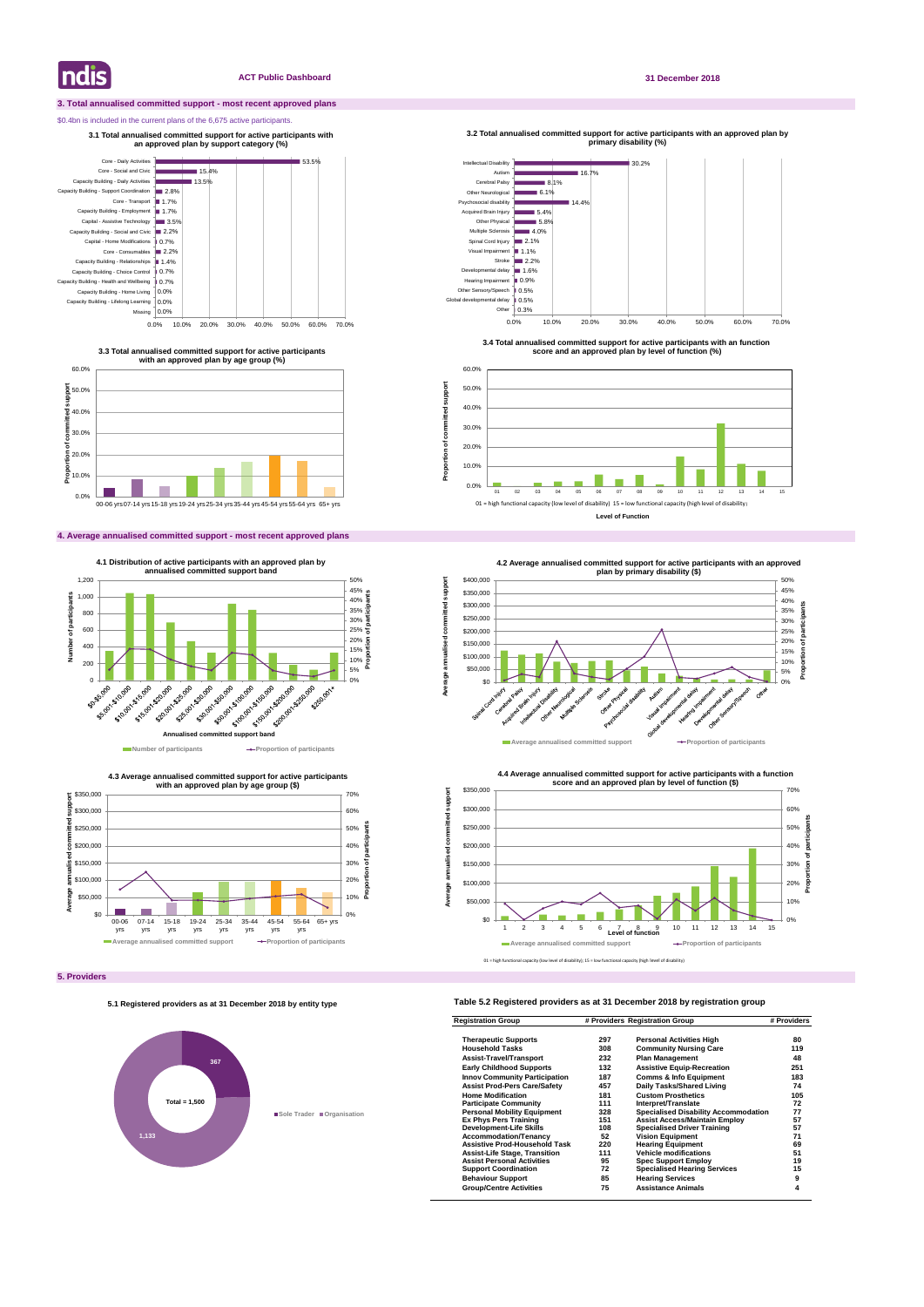## 3. Total annualised committed support - most recent approved plans

$0.4bn is included in the current plans of the 6,675 active participants.

**3.1 Total annualised committed support for active participants with an approved plan by support category (%)**

| Support category | % |
|---|---|
| Core - Daily Activities | 53.5% |
| Core - Social and Civic | 15.4% |
| Capacity Building - Daily Activities | 13.5% |
| Capacity Building - Support Coordination | 2.8% |
| Core - Transport | 1.7% |
| Capacity Building - Employment | 1.7% |
| Capital - Assistive Technology | 3.5% |
| Capacity Building - Social and Civic | 2.2% |
| Capital - Home Modifications | 0.7% |
| Core - Consumables | 2.2% |
| Capacity Building - Relationships | 1.4% |
| Capacity Building - Choice Control | 0.7% |
| Capacity Building - Health and Wellbeing | 0.7% |
| Capacity Building - Home Living | 0.0% |
| Capacity Building - Lifelong Learning | 0.0% |
| Missing | 0.0% |

**3.2 Total annualised committed support for active participants with an approved plan by primary disability (%)**

| Primary disability | % |
|---|---|
| Intellectual Disability | 30.2% |
| Autism | 16.7% |
| Cerebral Palsy | 8.1% |
| Other Neurological | 6.1% |
| Psychosocial disability | 14.4% |
| Acquired Brain Injury | 5.4% |
| Other Physical | 5.8% |
| Multiple Sclerosis | 4.0% |
| Spinal Cord Injury | 2.1% |
| Visual Impairment | 1.1% |
| Stroke | 2.2% |
| Developmental delay | 1.6% |
| Hearing Impairment | 0.9% |
| Other Sensory/Speech | 0.5% |
| Global developmental delay | 0.5% |
| Other | 0.3% |

**3.3 Total annualised committed support for active participants with an approved plan by age group (%)**

Age groups: 00-06 yrs, 07-14 yrs, 15-18 yrs, 19-24 yrs, 25-34 yrs, 35-44 yrs, 45-54 yrs, 55-64 yrs, 65+ yrs

**3.4 Total annualised committed support for active participants with an function score and an approved plan by level of function (%)**

01 = high functional capacity (low level of disability) 15 = low functional capacity (high level of disability)

## 4. Average annualised committed support - most recent approved plans

**4.1 Distribution of active participants with an approved plan by annualised committed support band**

Annualised committed support bands: $0-$5,000; $5,001-$10,000; $10,001-$15,000; $15,001-$20,000; $20,001-$25,000; $25,001-$30,000; $30,001-$50,000; $50,001-$100,000; $100,001-$150,000; $150,001-$200,000; $200,001-$250,000; $250,001+

Number of participants / Proportion of participants

**4.2 Average annualised committed support for active participants with an approved plan by primary disability ($)**

Average annualised committed support / Proportion of participants

**4.3 Average annualised committed support for active participants with an approved plan by age group ($)**

Average annualised committed support / Proportion of participants

**4.4 Average annualised committed support for active participants with a function score and an approved plan by level of function ($)**

Average annualised committed support / Proportion of participants

01 = high functional capacity (low level of disability); 15 = low functional capacity (high level of disability)

## 5. Providers

**5.1 Registered providers as at 31 December 2018 by entity type**

| Entity type | # Providers |
|---|---|
| Sole Trader | 367 |
| Organisation | 1,133 |
| Total | 1,500 |

**Table 5.2 Registered providers as at 31 December 2018 by registration group**

| Registration Group | # Providers | Registration Group | # Providers |
|---|---|---|---|
| Therapeutic Supports | 297 | Personal Activities High | 80 |
| Household Tasks | 308 | Community Nursing Care | 119 |
| Assist-Travel/Transport | 232 | Plan Management | 48 |
| Early Childhood Supports | 132 | Assistive Equip-Recreation | 251 |
| Innov Community Participation | 187 | Comms & Info Equipment | 183 |
| Assist Prod-Pers Care/Safety | 457 | Daily Tasks/Shared Living | 74 |
| Home Modification | 181 | Custom Prosthetics | 105 |
| Participate Community | 111 | Interpret/Translate | 72 |
| Personal Mobility Equipment | 328 | Specialised Disability Accommodation | 77 |
| Ex Phys Pers Training | 151 | Assist Access/Maintain Employ | 57 |
| Development-Life Skills | 108 | Specialised Driver Training | 57 |
| Accommodation/Tenancy | 52 | Vision Equipment | 71 |
| Assistive Prod-Household Task | 220 | Hearing Equipment | 69 |
| Assist-Life Stage, Transition | 111 | Vehicle modifications | 51 |
| Assist Personal Activities | 95 | Spec Support Employ | 19 |
| Support Coordination | 72 | Specialised Hearing Services | 15 |
| Behaviour Support | 85 | Hearing Services | 9 |
| Group/Centre Activities | 75 | Assistance Animals | 4 |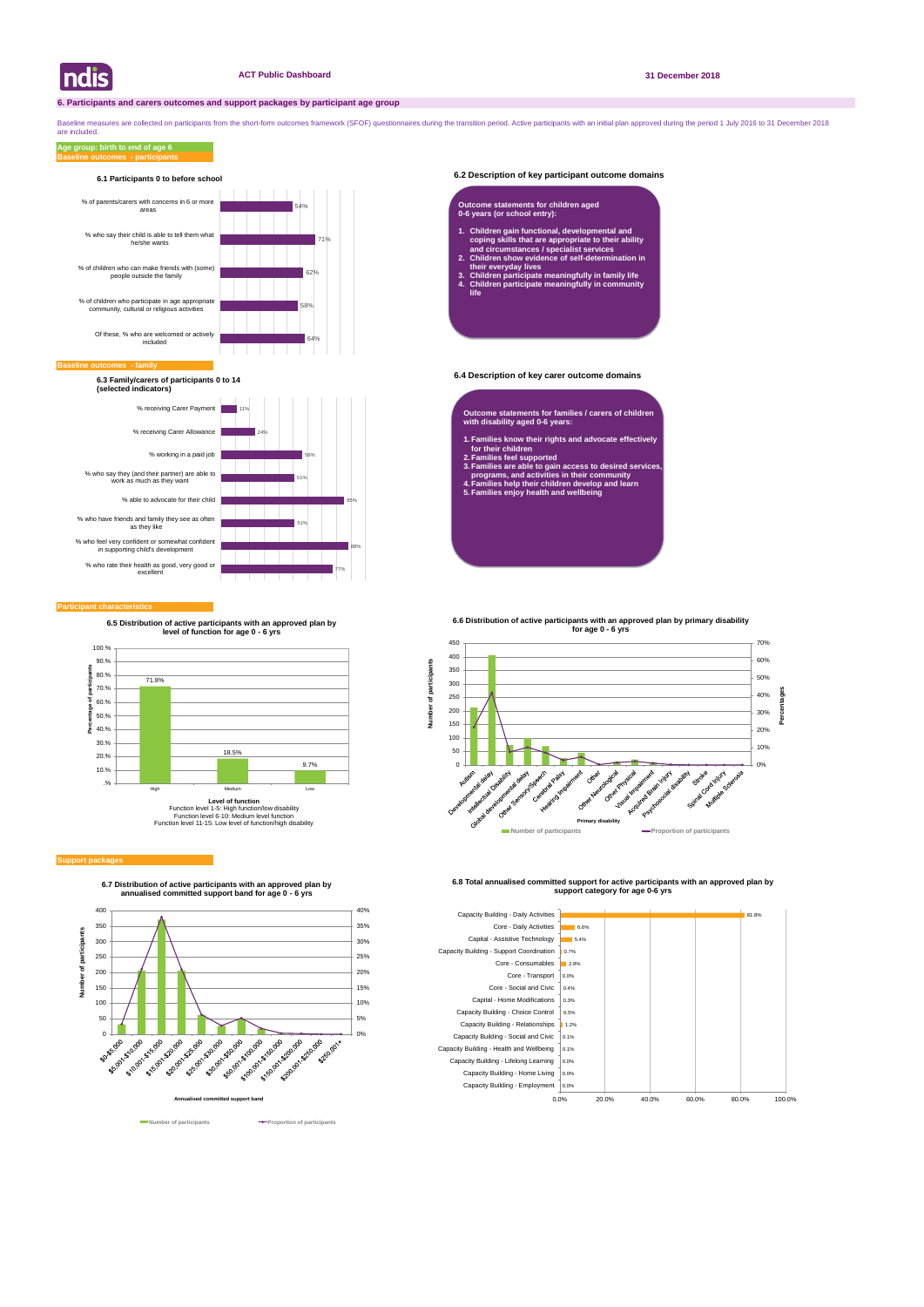ACT Public Dashboard

31 December 2018

## 6. Participants and carers outcomes and support packages by participant age group

Baseline measures are collected on participants from the short-form outcomes framework (SFOF) questionnaires during the transition period. Active participants with an initial plan approved during the period 1 July 2016 to 31 December 2018 are included.

**Age group: birth to end of age 6**

**Baseline outcomes - participants**

### 6.1 Participants 0 to before school

| Indicator | % |
| --- | --- |
| % of parents/carers with concerns in 6 or more areas | 54% |
| % who say their child is able to tell them what he/she wants | 71% |
| % of children who can make friends with (some) people outside the family | 62% |
| % of children who participate in age appropriate community, cultural or religious activities | 58% |
| Of these, % who are welcomed or actively included | 64% |

### 6.2 Description of key participant outcome domains

**Outcome statements for children aged 0-6 years (or school entry):**

1. Children gain functional, developmental and coping skills that are appropriate to their ability and circumstances / specialist services
2. Children show evidence of self-determination in their everyday lives
3. Children participate meaningfully in family life
4. Children participate meaningfully in community life

**Baseline outcomes - family**

### 6.3 Family/carers of participants 0 to 14 (selected indicators)

| Indicator | % |
| --- | --- |
| % receiving Carer Payment | 11% |
| % receiving Carer Allowance | 24% |
| % working in a paid job | 56% |
| % who say they (and their partner) are able to work as much as they want | 51% |
| % able to advocate for their child | 85% |
| % who have friends and family they see as often as they like | 51% |
| % who feel very confident or somewhat confident in supporting child's development | 88% |
| % who rate their health as good, very good or excellent | 77% |

### 6.4 Description of key carer outcome domains

**Outcome statements for families / carers of children with disability aged 0-6 years:**

1. Families know their rights and advocate effectively for their children
2. Families feel supported
3. Families are able to gain access to desired services, programs, and activities in their community
4. Families help their children develop and learn
5. Families enjoy health and wellbeing

**Participant characteristics**

### 6.5 Distribution of active participants with an approved plan by level of function for age 0 - 6 yrs

| Level of function | Percentage of participants |
| --- | --- |
| High | 71.8% |
| Medium | 18.5% |
| Low | 9.7% |

Level of function
Function level 1-5: High function/low disability
Function level 6-10: Medium level function
Function level 11-15: Low level of function/high disability

### 6.6 Distribution of active participants with an approved plan by primary disability for age 0 - 6 yrs

Primary disability categories: Autism, Developmental delay, Intellectual Disability, Global developmental delay, Other Sensory/Speech, Cerebral Palsy, Hearing Impairment, Other, Other Neurological, Other Physical, Visual Impairment, Acquired Brain Injury, Psychosocial disability, Stroke, Spinal Cord Injury, Multiple Sclerosis

Number of participants / Proportion of participants

**Support packages**

### 6.7 Distribution of active participants with an approved plan by annualised committed support band for age 0 - 6 yrs

Annualised committed support bands: $0-$5,000, $5,001-$10,000, $10,001-$15,000, $15,001-$20,000, $20,001-$25,000, $25,001-$30,000, $30,001-$50,000, $50,001-$100,000, $100,001-$150,000, $150,001-$200,000, $200,001-$250,000, $250,001+

Number of participants / Proportion of participants

### 6.8 Total annualised committed support for active participants with an approved plan by support category for age 0-6 yrs

| Support category | % |
| --- | --- |
| Capacity Building - Daily Activities | 81.8% |
| Core - Daily Activities | 6.6% |
| Capital - Assistive Technology | 5.4% |
| Capacity Building - Support Coordination | 0.7% |
| Core - Consumables | 2.8% |
| Core - Transport | 0.0% |
| Core - Social and Civic | 0.4% |
| Capital - Home Modifications | 0.3% |
| Capacity Building - Choice Control | 0.5% |
| Capacity Building - Relationships | 1.2% |
| Capacity Building - Social and Civic | 0.1% |
| Capacity Building - Health and Wellbeing | 0.1% |
| Capacity Building - Lifelong Learning | 0.0% |
| Capacity Building - Home Living | 0.0% |
| Capacity Building - Employment | 0.0% |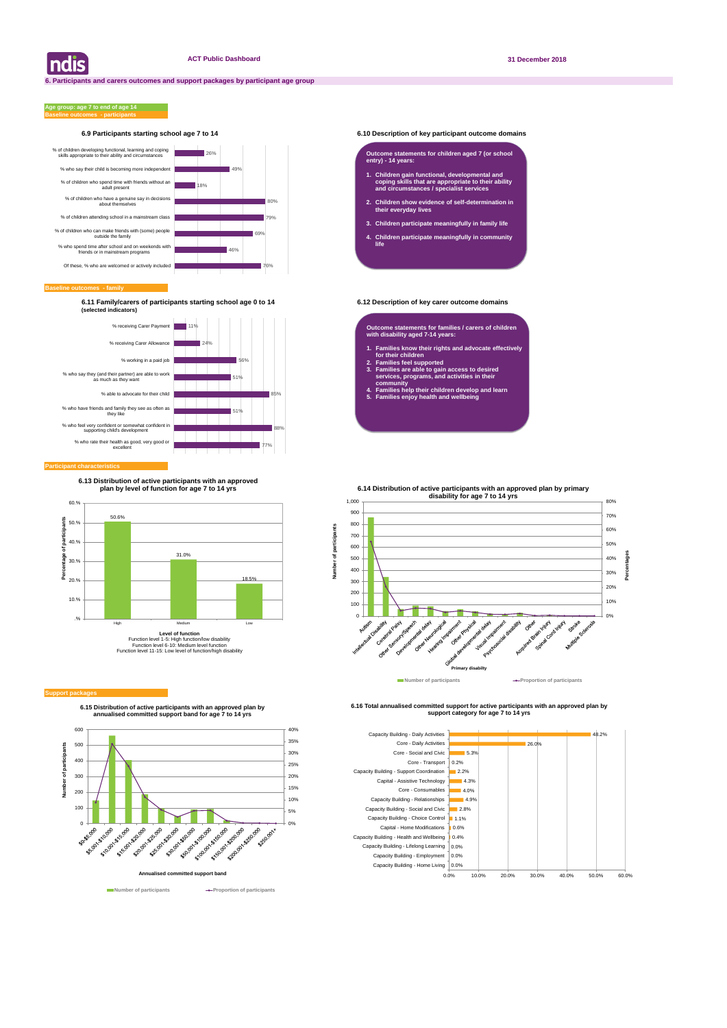# 6. Participants and carers outcomes and support packages by participant age group

**Age group: age 7 to end of age 14**

## Baseline outcomes - participants

### 6.9 Participants starting school age 7 to 14

| Indicator | % |
|---|---|
| % of children developing functional, learning and coping skills appropriate to their ability and circumstances | 26% |
| % who say their child is becoming more independent | 49% |
| % of children who spend time with friends without an adult present | 18% |
| % of children who have a genuine say in decisions about themselves | 80% |
| % of children attending school in a mainstream class | 79% |
| % of children who can make friends with (some) people outside the family | 69% |
| % who spend time after school and on weekends with friends or in mainstream programs | 46% |
| Of these, % who are welcomed or actively included | 76% |

### 6.10 Description of key participant outcome domains

**Outcome statements for children aged 7 (or school entry) - 14 years:**

1. Children gain functional, developmental and coping skills that are appropriate to their ability and circumstances / specialist services
2. Children show evidence of self-determination in their everyday lives
3. Children participate meaningfully in family life
4. Children participate meaningfully in community life

## Baseline outcomes - family

### 6.11 Family/carers of participants starting school age 0 to 14 (selected indicators)

| Indicator | % |
|---|---|
| % receiving Carer Payment | 11% |
| % receiving Carer Allowance | 24% |
| % working in a paid job | 56% |
| % who say they (and their partner) are able to work as much as they want | 51% |
| % able to advocate for their child | 85% |
| % who have friends and family they see as often as they like | 51% |
| % who feel very confident or somewhat confident in supporting child's development | 88% |
| % who rate their health as good, very good or excellent | 77% |

### 6.12 Description of key carer outcome domains

**Outcome statements for families / carers of children with disability aged 7-14 years:**

1. Families know their rights and advocate effectively for their children
2. Families feel supported
3. Families are able to gain access to desired services, programs, and activities in their community
4. Families help their children develop and learn
5. Families enjoy health and wellbeing

## Participant characteristics

### 6.13 Distribution of active participants with an approved plan by level of function for age 7 to 14 yrs

| Level of function | Percentage of participants |
|---|---|
| High | 50.6% |
| Medium | 31.0% |
| Low | 18.5% |

Level of function
Function level 1-5: High function/low disability
Function level 6-10: Medium level function
Function level 11-15: Low level of function/high disability

### 6.14 Distribution of active participants with an approved plan by primary disability for age 7 to 14 yrs

Primary disability categories: Autism, Intellectual Disability, Cerebral Palsy, Other Sensory/Speech, Developmental delay, Other Neurological, Hearing Impairment, Other Physical, Global developmental delay, Visual Impairment, Psychosocial disability, Other, Acquired Brain Injury, Spinal Cord Injury, Stroke, Multiple Sclerosis

Number of participants — Proportion of participants

## Support packages

### 6.15 Distribution of active participants with an approved plan by annualised committed support band for age 7 to 14 yrs

Annualised committed support bands: $0-$5,000, $5,001-$10,000, $10,001-$15,000, $15,001-$20,000, $20,001-$25,000, $25,001-$30,000, $30,001-$50,000, $50,001-$100,000, $100,001-$150,000, $150,001-$200,000, $200,001-$250,000, $250,001+

Number of participants — Proportion of participants

### 6.16 Total annualised committed support for active participants with an approved plan by support category for age 7 to 14 yrs

| Support category | % |
|---|---|
| Capacity Building - Daily Activities | 48.2% |
| Core - Daily Activities | 26.0% |
| Core - Social and Civic | 5.3% |
| Core - Transport | 0.2% |
| Capacity Building - Support Coordination | 2.2% |
| Capital - Assistive Technology | 4.3% |
| Core - Consumables | 4.0% |
| Capacity Building - Relationships | 4.9% |
| Capacity Building - Social and Civic | 2.8% |
| Capacity Building - Choice Control | 1.1% |
| Capital - Home Modifications | 0.6% |
| Capacity Building - Health and Wellbeing | 0.4% |
| Capacity Building - Lifelong Learning | 0.0% |
| Capacity Building - Employment | 0.0% |
| Capacity Building - Home Living | 0.0% |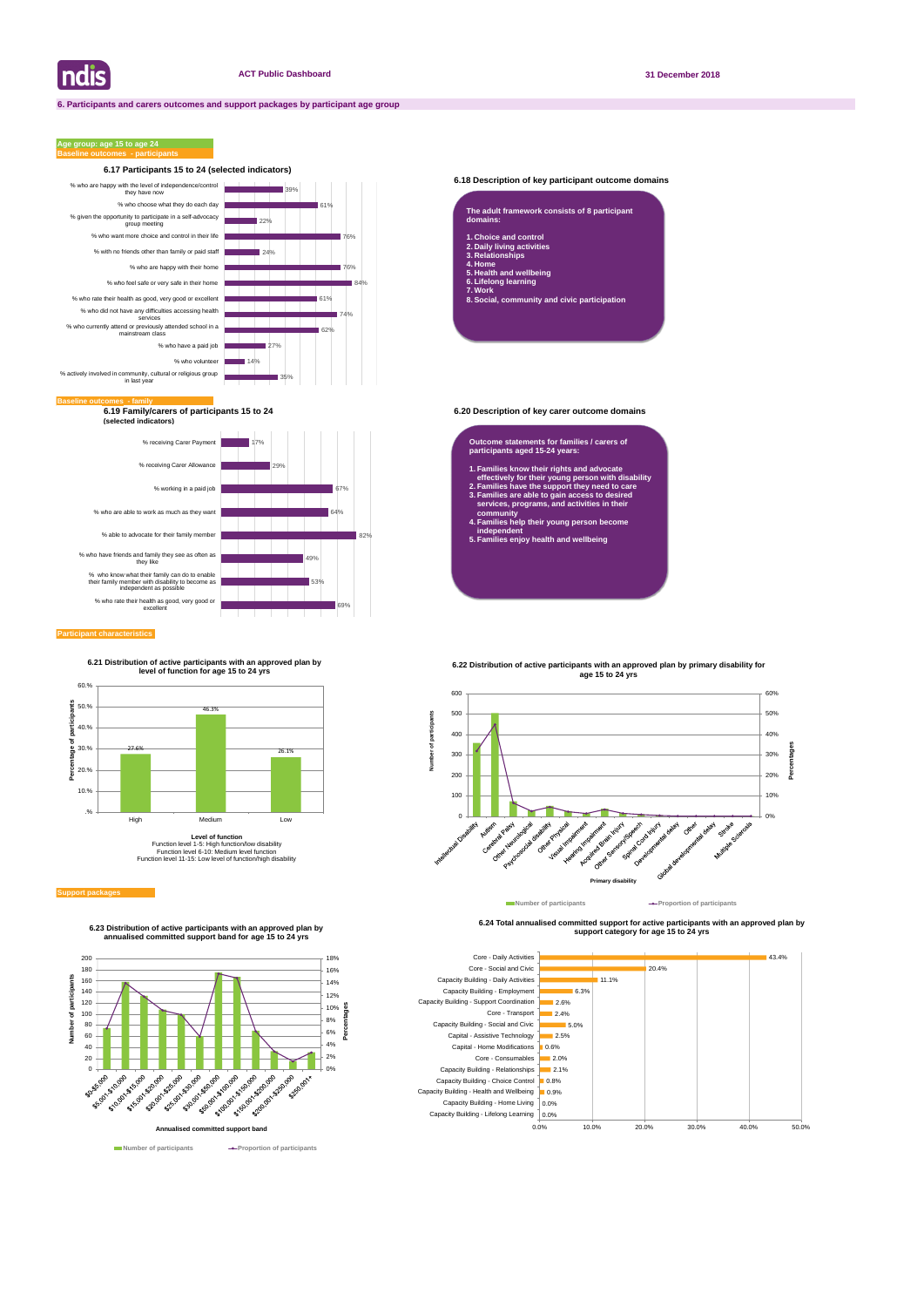# 6. Participants and carers outcomes and support packages by participant age group

## Age group: age 15 to age 24

### Baseline outcomes - participants

**6.17 Participants 15 to 24 (selected indicators)**

| Indicator | % |
|---|---|
| % who are happy with the level of independence/control they have now | 39% |
| % who choose what they do each day | 61% |
| % given the opportunity to participate in a self-advocacy group meeting | 22% |
| % who want more choice and control in their life | 76% |
| % with no friends other than family or paid staff | 24% |
| % who are happy with their home | 76% |
| % who feel safe or very safe in their home | 84% |
| % who rate their health as good, very good or excellent | 61% |
| % who did not have any difficulties accessing health services | 74% |
| % who currently attend or previously attended school in a mainstream class | 62% |
| % who have a paid job | 27% |
| % who volunteer | 14% |
| % actively involved in community, cultural or religious group in last year | 35% |

**6.18 Description of key participant outcome domains**

The adult framework consists of 8 participant domains:

1. Choice and control
2. Daily living activities
3. Relationships
4. Home
5. Health and wellbeing
6. Lifelong learning
7. Work
8. Social, community and civic participation

### Baseline outcomes - family

**6.19 Family/carers of participants 15 to 24 (selected indicators)**

| Indicator | % |
|---|---|
| % receiving Carer Payment | 17% |
| % receiving Carer Allowance | 29% |
| % working in a paid job | 67% |
| % who are able to work as much as they want | 64% |
| % able to advocate for their family member | 82% |
| % who have friends and family they see as often as they like | 49% |
| % who know what their family can do to enable their family member with disability to become as independent as possible | 53% |
| % who rate their health as good, very good or excellent | 69% |

**6.20 Description of key carer outcome domains**

Outcome statements for families / carers of participants aged 15-24 years:

1. Families know their rights and advocate effectively for their young person with disability
2. Families have the support they need to care
3. Families are able to gain access to desired services, programs, and activities in their community
4. Families help their young person become independent
5. Families enjoy health and wellbeing

### Participant characteristics

**6.21 Distribution of active participants with an approved plan by level of function for age 15 to 24 yrs**

| Level of function | Percentage of participants |
|---|---|
| High | 27.6% |
| Medium | 46.3% |
| Low | 26.1% |

Level of function
Function level 1-5: High function/low disability
Function level 6-10: Medium level function
Function level 11-15: Low level of function/high disability

**6.22 Distribution of active participants with an approved plan by primary disability for age 15 to 24 yrs**

Primary disability: Intellectual Disability, Autism, Cerebral Palsy, Other Neurological, Psychosocial disability, Other Physical, Visual Impairment, Hearing Impairment, Acquired Brain Injury, Other Sensory/Speech, Spinal Cord Injury, Developmental delay, Other, Global developmental delay, Stroke, Multiple Sclerosis

Number of participants / Proportion of participants

### Support packages

**6.23 Distribution of active participants with an approved plan by annualised committed support band for age 15 to 24 yrs**

Annualised committed support band: $0-$5,000; $5,001-$10,000; $10,001-$15,000; $15,001-$20,000; $20,001-$25,000; $25,001-$30,000; $30,001-$50,000; $50,001-$100,000; $100,001-$150,000; $150,001-$200,000; $200,001-$250,000; $250,001+

Number of participants / Proportion of participants

**6.24 Total annualised committed support for active participants with an approved plan by support category for age 15 to 24 yrs**

| Support category | % |
|---|---|
| Core - Daily Activities | 43.4% |
| Core - Social and Civic | 20.4% |
| Capacity Building - Daily Activities | 11.1% |
| Capacity Building - Employment | 6.3% |
| Capacity Building - Support Coordination | 2.6% |
| Core - Transport | 2.4% |
| Capacity Building - Social and Civic | 5.0% |
| Capital - Assistive Technology | 2.5% |
| Capital - Home Modifications | 0.6% |
| Core - Consumables | 2.0% |
| Capacity Building - Relationships | 2.1% |
| Capacity Building - Choice Control | 0.8% |
| Capacity Building - Health and Wellbeing | 0.9% |
| Capacity Building - Home Living | 0.0% |
| Capacity Building - Lifelong Learning | 0.0% |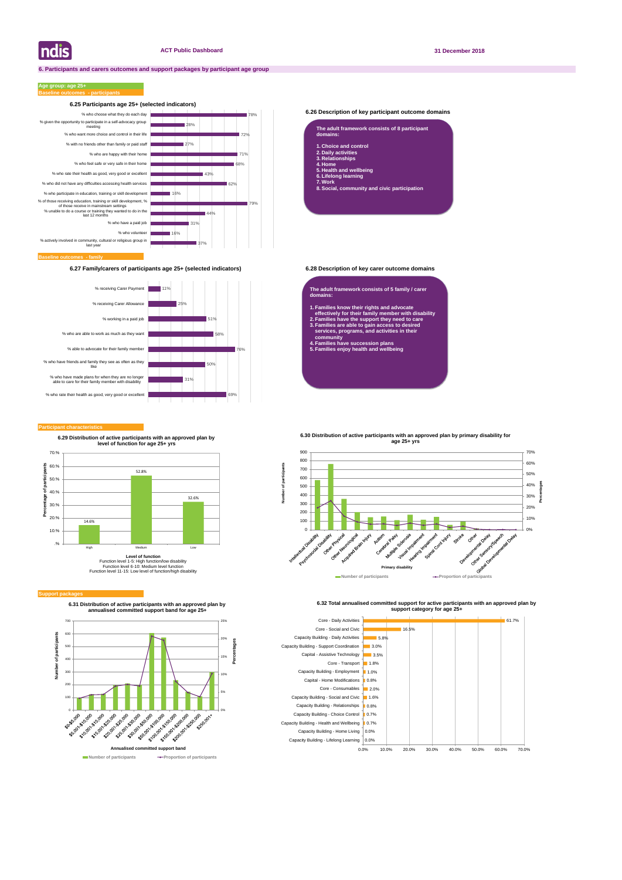ACT Public Dashboard

31 December 2018

## 6. Participants and carers outcomes and support packages by participant age group

### Age group: age 25+

#### Baseline outcomes - participants

**6.25 Participants age 25+ (selected indicators)**

% who choose what they do each day 78%
% given the opportunity to participate in a self-advocacy group meeting 28%
% who want more choice and control in their life 72%
% with no friends other than family or paid staff 27%
% who are happy with their home 71%
% who feel safe or very safe in their home 68%
% who rate their health as good, very good or excellent 43%
% who did not have any difficulties accessing health services 62%
% who participate in education, training or skill development 16%
% of those receiving education, training or skill development, % of those receive in mainstream settings 79%
% unable to do a course or training they wanted to do in the last 12 months 44%
% who have a paid job 31%
% who volunteer 16%
% actively involved in community, cultural or religious group in last year 37%

**6.26 Description of key participant outcome domains**

The adult framework consists of 8 participant domains:

1. Choice and control
2. Daily activities
3. Relationships
4. Home
5. Health and wellbeing
6. Lifelong learning
7. Work
8. Social, community and civic participation

#### Baseline outcomes - family

**6.27 Family/carers of participants age 25+ (selected indicators)**

% receiving Carer Payment 11%
% receiving Carer Allowance 25%
% working in a paid job 51%
% who are able to work as much as they want 58%
% able to advocate for their family member 76%
% who have friends and family they see as often as they like 50%
% who have made plans for when they are no longer able to care for their family member with disability 31%
% who rate their health as good, very good or excellent 69%

**6.28 Description of key carer outcome domains**

The adult framework consists of 5 family / carer domains:

1. Families know their rights and advocate effectively for their family member with disability
2. Families have the support they need to care
3. Families are able to gain access to desired services, programs, and activities in their community
4. Families have succession plans
5. Families enjoy health and wellbeing

#### Participant characteristics

**6.29 Distribution of active participants with an approved plan by level of function for age 25+ yrs**

Percentage of participants
70.0% 60.0% 50.0% 40.0% 30.0% 20.0% 10.0% .%
High 14.6%
Medium 52.8%
Low 32.6%

Level of function
Function level 1-5: High function/low disability
Function level 6-10: Medium level function
Function level 11-15: Low level of function/high disability

**6.30 Distribution of active participants with an approved plan by primary disability for age 25+ yrs**

Number of participants: 0 100 200 300 400 500 600 700 800 900
Percentages: 0% 10% 20% 30% 40% 50% 60% 70%

Primary disability: Intellectual Disability, Psychosocial Disability, Other Physical, Other Neurological, Acquired Brain Injury, Autism, Cerebral Palsy, Multiple Sclerosis, Visual Impairment, Hearing Impairment, Spinal Cord Injury, Stroke, Other, Developmental Delay, Other Sensory/Speech, Global Developmental Delay

Number of participants — Proportion of participants

#### Support packages

**6.31 Distribution of active participants with an approved plan by annualised committed support band for age 25+**

Number of participants: 0 100 200 300 400 500 600 700
Percentages: 0% 5% 10% 15% 20% 25%

Annualised committed support band: $0-$5,000, $5,001-$10,000, $10,001-$15,000, $15,001-$20,000, $20,001-$25,000, $25,001-$30,000, $30,001-$50,000, $50,001-$100,000, $100,001-$150,000, $150,001-$200,000, $200,001-$250,000, $250,001+

Number of participants — Proportion of participants

**6.32 Total annualised committed support for active participants with an approved plan by support category for age 25+**

Core - Daily Activities 61.7%
Core - Social and Civic 16.5%
Capacity Building - Daily Activities 5.8%
Capacity Building - Support Coordination 3.0%
Capital - Assistive Technology 3.5%
Core - Transport 1.8%
Capacity Building - Employment 1.0%
Capital - Home Modifications 0.8%
Core - Consumables 2.0%
Capacity Building - Social and Civic 1.6%
Capacity Building - Relationships 0.8%
Capacity Building - Choice Control 0.7%
Capacity Building - Health and Wellbeing 0.7%
Capacity Building - Home Living 0.0%
Capacity Building - Lifelong Learning 0.0%

0.0% 10.0% 20.0% 30.0% 40.0% 50.0% 60.0% 70.0%